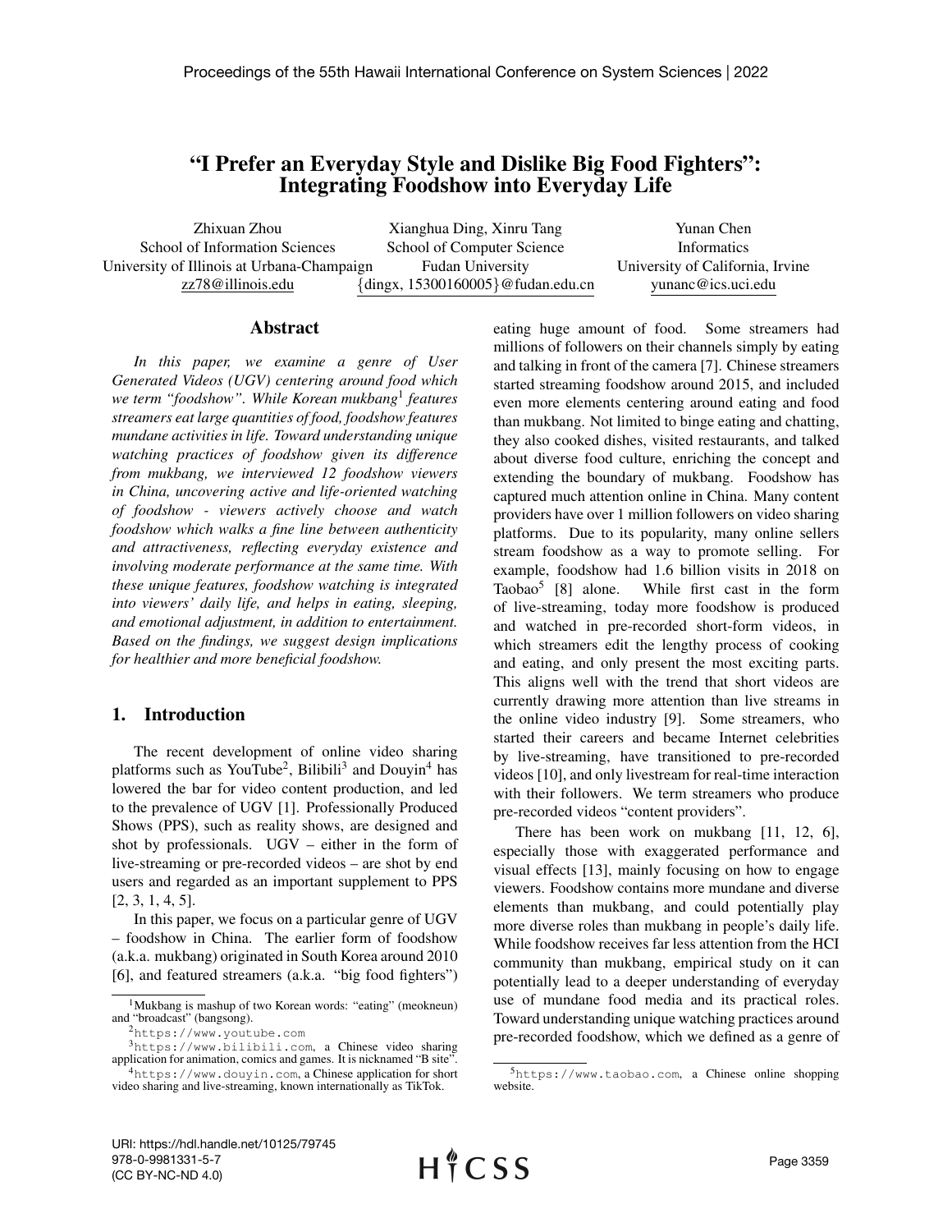# "I Prefer an Everyday Style and Dislike Big Food Fighters": Integrating Foodshow into Everyday Life

Zhixuan Zhou
School of Information Sciences
University of Illinois at Urbana-Champaign
zz78@illinois.edu

Xianghua Ding, Xinru Tang
School of Computer Science
Fudan University
{dingx, 15300160005}@fudan.edu.cn

Yunan Chen
Informatics
University of California, Irvine
yunanc@ics.uci.edu

## Abstract

*In this paper, we examine a genre of User Generated Videos (UGV) centering around food which we term "foodshow". While Korean mukbang[1] features streamers eat large quantities of food, foodshow features mundane activities in life. Toward understanding unique watching practices of foodshow given its difference from mukbang, we interviewed 12 foodshow viewers in China, uncovering active and life-oriented watching of foodshow - viewers actively choose and watch foodshow which walks a fine line between authenticity and attractiveness, reflecting everyday existence and involving moderate performance at the same time. With these unique features, foodshow watching is integrated into viewers' daily life, and helps in eating, sleeping, and emotional adjustment, in addition to entertainment. Based on the findings, we suggest design implications for healthier and more beneficial foodshow.*

## 1. Introduction

The recent development of online video sharing platforms such as YouTube[2], Bilibili[3] and Douyin[4] has lowered the bar for video content production, and led to the prevalence of UGV [1]. Professionally Produced Shows (PPS), such as reality shows, are designed and shot by professionals. UGV – either in the form of live-streaming or pre-recorded videos – are shot by end users and regarded as an important supplement to PPS [2, 3, 1, 4, 5].

In this paper, we focus on a particular genre of UGV – foodshow in China. The earlier form of foodshow (a.k.a. mukbang) originated in South Korea around 2010 [6], and featured streamers (a.k.a. "big food fighters") eating huge amount of food. Some streamers had millions of followers on their channels simply by eating and talking in front of the camera [7]. Chinese streamers started streaming foodshow around 2015, and included even more elements centering around eating and food than mukbang. Not limited to binge eating and chatting, they also cooked dishes, visited restaurants, and talked about diverse food culture, enriching the concept and extending the boundary of mukbang. Foodshow has captured much attention online in China. Many content providers have over 1 million followers on video sharing platforms. Due to its popularity, many online sellers stream foodshow as a way to promote selling. For example, foodshow had 1.6 billion visits in 2018 on Taobao[5] [8] alone. While first cast in the form of live-streaming, today more foodshow is produced and watched in pre-recorded short-form videos, in which streamers edit the lengthy process of cooking and eating, and only present the most exciting parts. This aligns well with the trend that short videos are currently drawing more attention than live streams in the online video industry [9]. Some streamers, who started their careers and became Internet celebrities by live-streaming, have transitioned to pre-recorded videos [10], and only livestream for real-time interaction with their followers. We term streamers who produce pre-recorded videos "content providers".

There has been work on mukbang [11, 12, 6], especially those with exaggerated performance and visual effects [13], mainly focusing on how to engage viewers. Foodshow contains more mundane and diverse elements than mukbang, and could potentially play more diverse roles than mukbang in people's daily life. While foodshow receives far less attention from the HCI community than mukbang, empirical study on it can potentially lead to a deeper understanding of everyday use of mundane food media and its practical roles. Toward understanding unique watching practices around pre-recorded foodshow, which we defined as a genre of

[1] Mukbang is mashup of two Korean words: "eating" (meokneun) and "broadcast" (bangsong).

[2] https://www.youtube.com

[3] https://www.bilibili.com, a Chinese video sharing application for animation, comics and games. It is nicknamed "B site".

[4] https://www.douyin.com, a Chinese application for short video sharing and live-streaming, known internationally as TikTok.

[5] https://www.taobao.com, a Chinese online shopping website.

URI: https://hdl.handle.net/10125/79745
978-0-9981331-5-7
(CC BY-NC-ND 4.0)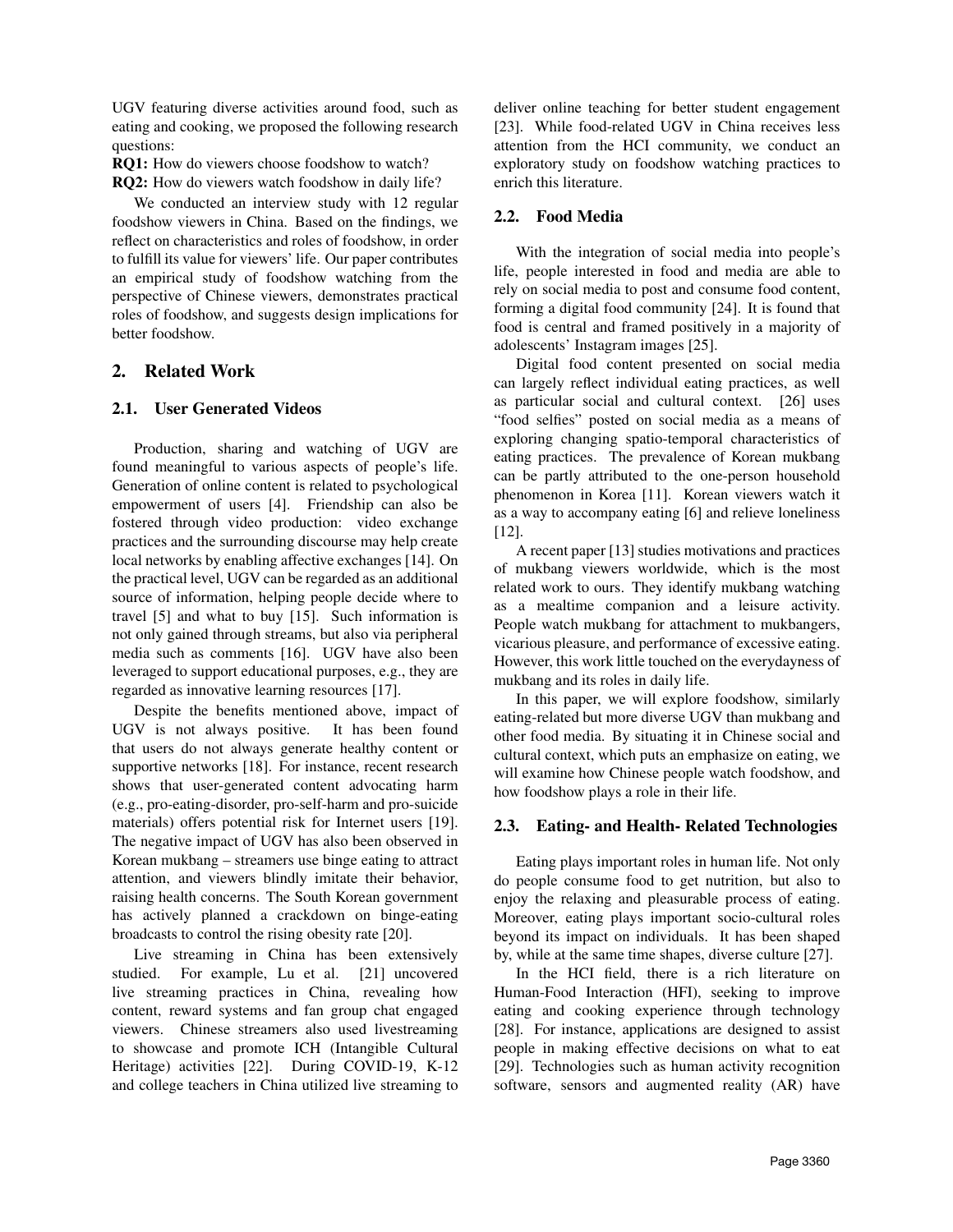UGV featuring diverse activities around food, such as eating and cooking, we proposed the following research questions:

**RQ1:** How do viewers choose foodshow to watch?

**RQ2:** How do viewers watch foodshow in daily life?

We conducted an interview study with 12 regular foodshow viewers in China. Based on the findings, we reflect on characteristics and roles of foodshow, in order to fulfill its value for viewers' life. Our paper contributes an empirical study of foodshow watching from the perspective of Chinese viewers, demonstrates practical roles of foodshow, and suggests design implications for better foodshow.

## 2. Related Work

### 2.1. User Generated Videos

Production, sharing and watching of UGV are found meaningful to various aspects of people's life. Generation of online content is related to psychological empowerment of users [4]. Friendship can also be fostered through video production: video exchange practices and the surrounding discourse may help create local networks by enabling affective exchanges [14]. On the practical level, UGV can be regarded as an additional source of information, helping people decide where to travel [5] and what to buy [15]. Such information is not only gained through streams, but also via peripheral media such as comments [16]. UGV have also been leveraged to support educational purposes, e.g., they are regarded as innovative learning resources [17].

Despite the benefits mentioned above, impact of UGV is not always positive. It has been found that users do not always generate healthy content or supportive networks [18]. For instance, recent research shows that user-generated content advocating harm (e.g., pro-eating-disorder, pro-self-harm and pro-suicide materials) offers potential risk for Internet users [19]. The negative impact of UGV has also been observed in Korean mukbang – streamers use binge eating to attract attention, and viewers blindly imitate their behavior, raising health concerns. The South Korean government has actively planned a crackdown on binge-eating broadcasts to control the rising obesity rate [20].

Live streaming in China has been extensively studied. For example, Lu et al. [21] uncovered live streaming practices in China, revealing how content, reward systems and fan group chat engaged viewers. Chinese streamers also used livestreaming to showcase and promote ICH (Intangible Cultural Heritage) activities [22]. During COVID-19, K-12 and college teachers in China utilized live streaming to deliver online teaching for better student engagement [23]. While food-related UGV in China receives less attention from the HCI community, we conduct an exploratory study on foodshow watching practices to enrich this literature.

### 2.2. Food Media

With the integration of social media into people's life, people interested in food and media are able to rely on social media to post and consume food content, forming a digital food community [24]. It is found that food is central and framed positively in a majority of adolescents' Instagram images [25].

Digital food content presented on social media can largely reflect individual eating practices, as well as particular social and cultural context. [26] uses "food selfies" posted on social media as a means of exploring changing spatio-temporal characteristics of eating practices. The prevalence of Korean mukbang can be partly attributed to the one-person household phenomenon in Korea [11]. Korean viewers watch it as a way to accompany eating [6] and relieve loneliness [12].

A recent paper [13] studies motivations and practices of mukbang viewers worldwide, which is the most related work to ours. They identify mukbang watching as a mealtime companion and a leisure activity. People watch mukbang for attachment to mukbangers, vicarious pleasure, and performance of excessive eating. However, this work little touched on the everydayness of mukbang and its roles in daily life.

In this paper, we will explore foodshow, similarly eating-related but more diverse UGV than mukbang and other food media. By situating it in Chinese social and cultural context, which puts an emphasize on eating, we will examine how Chinese people watch foodshow, and how foodshow plays a role in their life.

### 2.3. Eating- and Health- Related Technologies

Eating plays important roles in human life. Not only do people consume food to get nutrition, but also to enjoy the relaxing and pleasurable process of eating. Moreover, eating plays important socio-cultural roles beyond its impact on individuals. It has been shaped by, while at the same time shapes, diverse culture [27].

In the HCI field, there is a rich literature on Human-Food Interaction (HFI), seeking to improve eating and cooking experience through technology [28]. For instance, applications are designed to assist people in making effective decisions on what to eat [29]. Technologies such as human activity recognition software, sensors and augmented reality (AR) have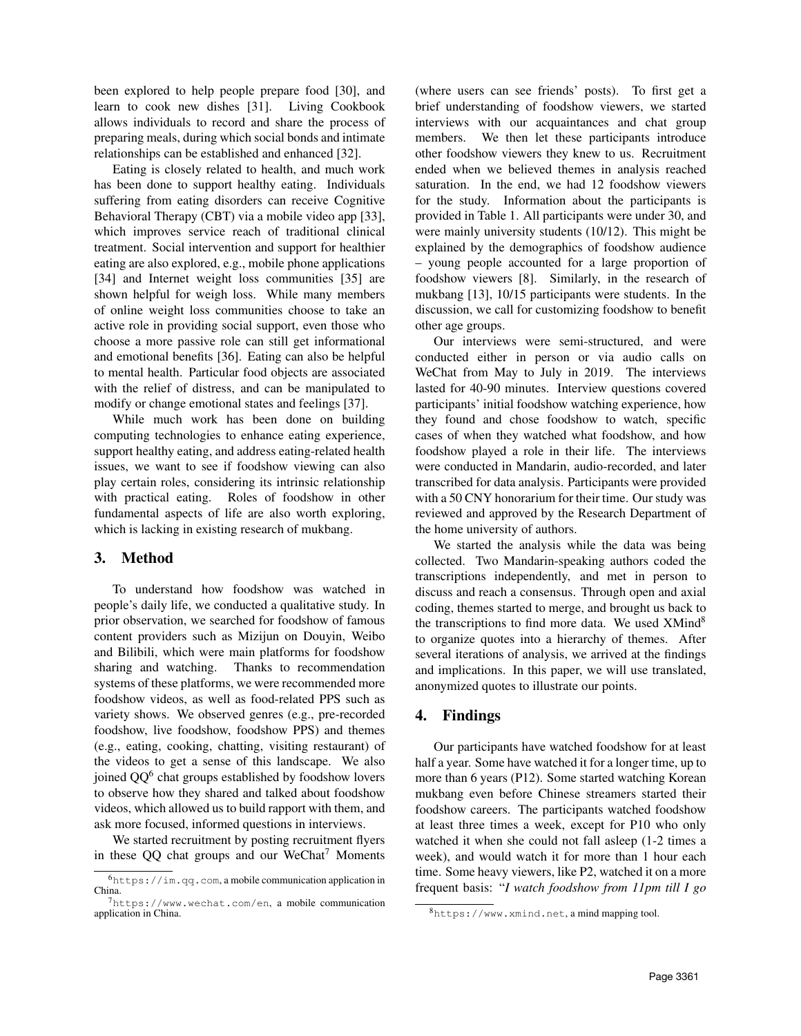been explored to help people prepare food [30], and learn to cook new dishes [31]. Living Cookbook allows individuals to record and share the process of preparing meals, during which social bonds and intimate relationships can be established and enhanced [32].

Eating is closely related to health, and much work has been done to support healthy eating. Individuals suffering from eating disorders can receive Cognitive Behavioral Therapy (CBT) via a mobile video app [33], which improves service reach of traditional clinical treatment. Social intervention and support for healthier eating are also explored, e.g., mobile phone applications [34] and Internet weight loss communities [35] are shown helpful for weigh loss. While many members of online weight loss communities choose to take an active role in providing social support, even those who choose a more passive role can still get informational and emotional benefits [36]. Eating can also be helpful to mental health. Particular food objects are associated with the relief of distress, and can be manipulated to modify or change emotional states and feelings [37].

While much work has been done on building computing technologies to enhance eating experience, support healthy eating, and address eating-related health issues, we want to see if foodshow viewing can also play certain roles, considering its intrinsic relationship with practical eating. Roles of foodshow in other fundamental aspects of life are also worth exploring, which is lacking in existing research of mukbang.

## 3. Method

To understand how foodshow was watched in people's daily life, we conducted a qualitative study. In prior observation, we searched for foodshow of famous content providers such as Mizijun on Douyin, Weibo and Bilibili, which were main platforms for foodshow sharing and watching. Thanks to recommendation systems of these platforms, we were recommended more foodshow videos, as well as food-related PPS such as variety shows. We observed genres (e.g., pre-recorded foodshow, live foodshow, foodshow PPS) and themes (e.g., eating, cooking, chatting, visiting restaurant) of the videos to get a sense of this landscape. We also joined QQ[6] chat groups established by foodshow lovers to observe how they shared and talked about foodshow videos, which allowed us to build rapport with them, and ask more focused, informed questions in interviews.

We started recruitment by posting recruitment flyers in these QQ chat groups and our WeChat[7] Moments (where users can see friends' posts). To first get a brief understanding of foodshow viewers, we started interviews with our acquaintances and chat group members. We then let these participants introduce other foodshow viewers they knew to us. Recruitment ended when we believed themes in analysis reached saturation. In the end, we had 12 foodshow viewers for the study. Information about the participants is provided in Table 1. All participants were under 30, and were mainly university students (10/12). This might be explained by the demographics of foodshow audience – young people accounted for a large proportion of foodshow viewers [8]. Similarly, in the research of mukbang [13], 10/15 participants were students. In the discussion, we call for customizing foodshow to benefit other age groups.

Our interviews were semi-structured, and were conducted either in person or via audio calls on WeChat from May to July in 2019. The interviews lasted for 40-90 minutes. Interview questions covered participants' initial foodshow watching experience, how they found and chose foodshow to watch, specific cases of when they watched what foodshow, and how foodshow played a role in their life. The interviews were conducted in Mandarin, audio-recorded, and later transcribed for data analysis. Participants were provided with a 50 CNY honorarium for their time. Our study was reviewed and approved by the Research Department of the home university of authors.

We started the analysis while the data was being collected. Two Mandarin-speaking authors coded the transcriptions independently, and met in person to discuss and reach a consensus. Through open and axial coding, themes started to merge, and brought us back to the transcriptions to find more data. We used XMind[8] to organize quotes into a hierarchy of themes. After several iterations of analysis, we arrived at the findings and implications. In this paper, we will use translated, anonymized quotes to illustrate our points.

## 4. Findings

Our participants have watched foodshow for at least half a year. Some have watched it for a longer time, up to more than 6 years (P12). Some started watching Korean mukbang even before Chinese streamers started their foodshow careers. The participants watched foodshow at least three times a week, except for P10 who only watched it when she could not fall asleep (1-2 times a week), and would watch it for more than 1 hour each time. Some heavy viewers, like P2, watched it on a more frequent basis: "*I watch foodshow from 11pm till I go*

---

[6] https://im.qq.com, a mobile communication application in China.

[7] https://www.wechat.com/en, a mobile communication application in China.

[8] https://www.xmind.net, a mind mapping tool.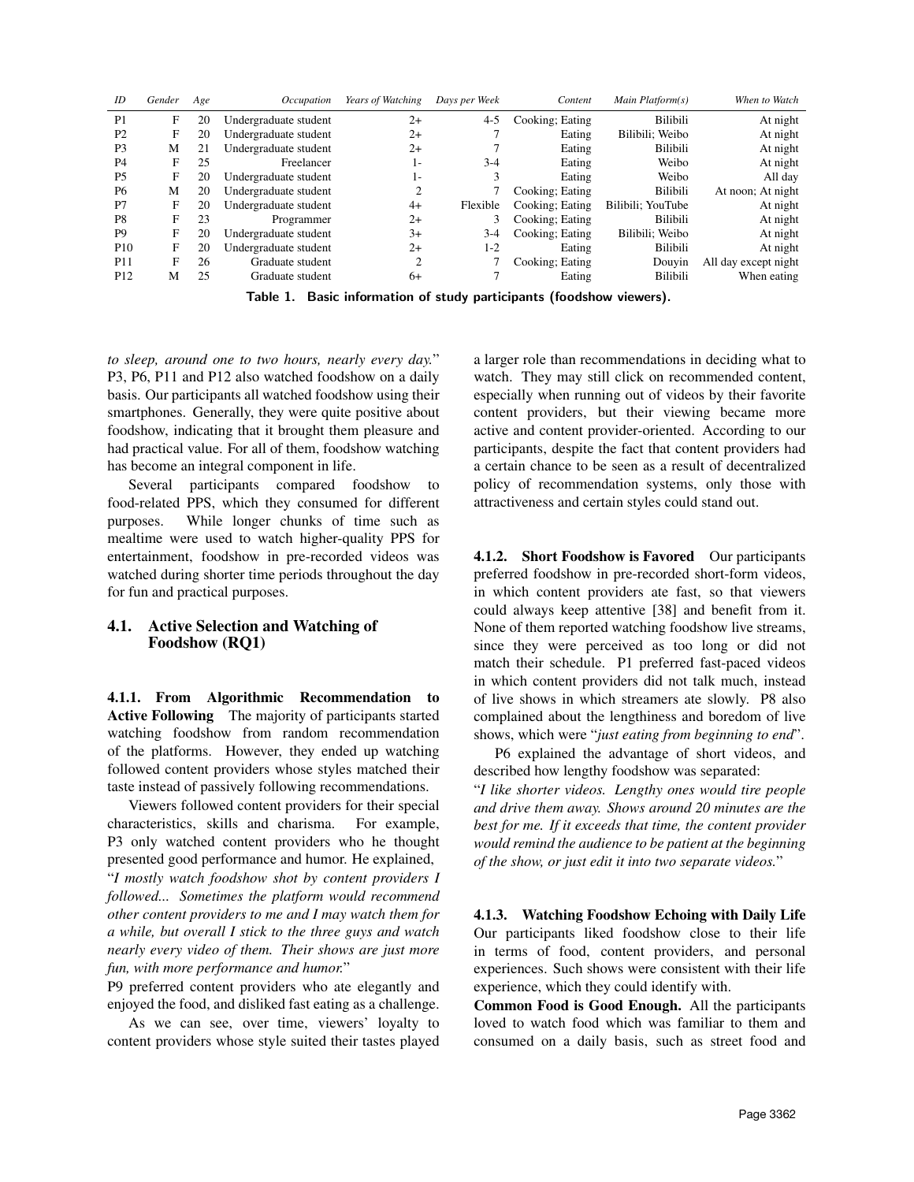| ID | Gender | Age | Occupation | Years of Watching | Days per Week | Content | Main Platform(s) | When to Watch |
|---|---|---|---|---|---|---|---|---|
| P1 | F | 20 | Undergraduate student | 2+ | 4-5 | Cooking; Eating | Bilibili | At night |
| P2 | F | 20 | Undergraduate student | 2+ | 7 | Eating | Bilibili; Weibo | At night |
| P3 | M | 21 | Undergraduate student | 2+ | 7 | Eating | Bilibili | At night |
| P4 | F | 25 | Freelancer | 1- | 3-4 | Eating | Weibo | At night |
| P5 | F | 20 | Undergraduate student | 1- | 3 | Eating | Weibo | All day |
| P6 | M | 20 | Undergraduate student | 2 | 7 | Cooking; Eating | Bilibili | At noon; At night |
| P7 | F | 20 | Undergraduate student | 4+ | Flexible | Cooking; Eating | Bilibili; YouTube | At night |
| P8 | F | 23 | Programmer | 2+ | 3 | Cooking; Eating | Bilibili | At night |
| P9 | F | 20 | Undergraduate student | 3+ | 3-4 | Cooking; Eating | Bilibili; Weibo | At night |
| P10 | F | 20 | Undergraduate student | 2+ | 1-2 | Eating | Bilibili | At night |
| P11 | F | 26 | Graduate student | 2 | 7 | Cooking; Eating | Douyin | All day except night |
| P12 | M | 25 | Graduate student | 6+ | 7 | Eating | Bilibili | When eating |

Table 1. Basic information of study participants (foodshow viewers).

*to sleep, around one to two hours, nearly every day.*" P3, P6, P11 and P12 also watched foodshow on a daily basis. Our participants all watched foodshow using their smartphones. Generally, they were quite positive about foodshow, indicating that it brought them pleasure and had practical value. For all of them, foodshow watching has become an integral component in life.

Several participants compared foodshow to food-related PPS, which they consumed for different purposes. While longer chunks of time such as mealtime were used to watch higher-quality PPS for entertainment, foodshow in pre-recorded videos was watched during shorter time periods throughout the day for fun and practical purposes.

## 4.1. Active Selection and Watching of Foodshow (RQ1)

**4.1.1. From Algorithmic Recommendation to Active Following** The majority of participants started watching foodshow from random recommendation of the platforms. However, they ended up watching followed content providers whose styles matched their taste instead of passively following recommendations.

Viewers followed content providers for their special characteristics, skills and charisma. For example, P3 only watched content providers who he thought presented good performance and humor. He explained,

"*I mostly watch foodshow shot by content providers I followed... Sometimes the platform would recommend other content providers to me and I may watch them for a while, but overall I stick to the three guys and watch nearly every video of them. Their shows are just more fun, with more performance and humor.*"

P9 preferred content providers who ate elegantly and enjoyed the food, and disliked fast eating as a challenge.

As we can see, over time, viewers' loyalty to content providers whose style suited their tastes played a larger role than recommendations in deciding what to watch. They may still click on recommended content, especially when running out of videos by their favorite content providers, but their viewing became more active and content provider-oriented. According to our participants, despite the fact that content providers had a certain chance to be seen as a result of decentralized policy of recommendation systems, only those with attractiveness and certain styles could stand out.

**4.1.2. Short Foodshow is Favored** Our participants preferred foodshow in pre-recorded short-form videos, in which content providers ate fast, so that viewers could always keep attentive [38] and benefit from it. None of them reported watching foodshow live streams, since they were perceived as too long or did not match their schedule. P1 preferred fast-paced videos in which content providers did not talk much, instead of live shows in which streamers ate slowly. P8 also complained about the lengthiness and boredom of live shows, which were "*just eating from beginning to end*".

P6 explained the advantage of short videos, and described how lengthy foodshow was separated:

"*I like shorter videos. Lengthy ones would tire people and drive them away. Shows around 20 minutes are the best for me. If it exceeds that time, the content provider would remind the audience to be patient at the beginning of the show, or just edit it into two separate videos.*"

**4.1.3. Watching Foodshow Echoing with Daily Life** Our participants liked foodshow close to their life in terms of food, content providers, and personal experiences. Such shows were consistent with their life experience, which they could identify with.

**Common Food is Good Enough.** All the participants loved to watch food which was familiar to them and consumed on a daily basis, such as street food and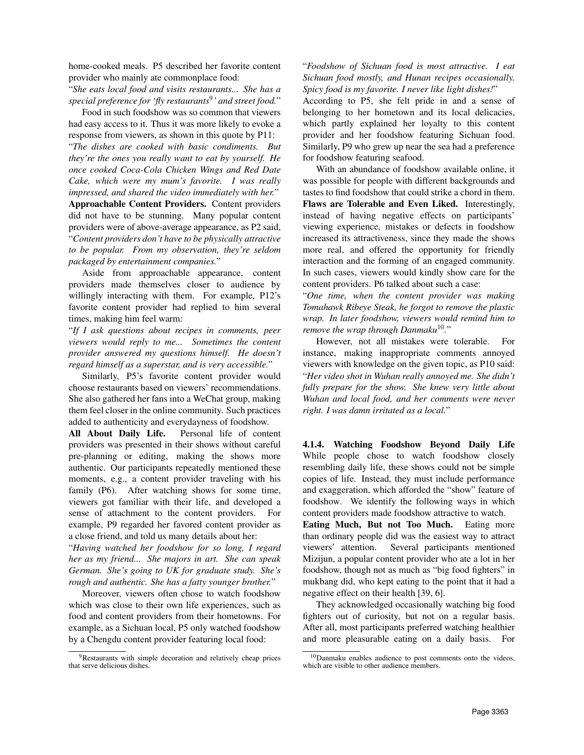home-cooked meals. P5 described her favorite content provider who mainly ate commonplace food:

"*She eats local food and visits restaurants... She has a special preference for 'fly restaurants[9]' and street food.*"

Food in such foodshow was so common that viewers had easy access to it. Thus it was more likely to evoke a response from viewers, as shown in this quote by P11:

"*The dishes are cooked with basic condiments. But they're the ones you really want to eat by yourself. He once cooked Coca-Cola Chicken Wings and Red Date Cake, which were my mum's favorite. I was really impressed, and shared the video immediately with her.*"

**Approachable Content Providers.** Content providers did not have to be stunning. Many popular content providers were of above-average appearance, as P2 said, "*Content providers don't have to be physically attractive to be popular. From my observation, they're seldom packaged by entertainment companies.*"

Aside from approachable appearance, content providers made themselves closer to audience by willingly interacting with them. For example, P12's favorite content provider had replied to him several times, making him feel warm:

"*If I ask questions about recipes in comments, peer viewers would reply to me... Sometimes the content provider answered my questions himself. He doesn't regard himself as a superstar, and is very accessible.*"

Similarly, P5's favorite content provider would choose restaurants based on viewers' recommendations. She also gathered her fans into a WeChat group, making them feel closer in the online community. Such practices added to authenticity and everydayness of foodshow.

**All About Daily Life.** Personal life of content providers was presented in their shows without careful pre-planning or editing, making the shows more authentic. Our participants repeatedly mentioned these moments, e.g., a content provider traveling with his family (P6). After watching shows for some time, viewers got familiar with their life, and developed a sense of attachment to the content providers. For example, P9 regarded her favored content provider as a close friend, and told us many details about her:

"*Having watched her foodshow for so long, I regard her as my friend... She majors in art. She can speak German. She's going to UK for graduate study. She's rough and authentic. She has a fatty younger brother.*"

Moreover, viewers often chose to watch foodshow which was close to their own life experiences, such as food and content providers from their hometowns. For example, as a Sichuan local, P5 only watched foodshow by a Chengdu content provider featuring local food:

"*Foodshow of Sichuan food is most attractive. I eat Sichuan food mostly, and Hunan recipes occasionally. Spicy food is my favorite. I never like light dishes!*"

According to P5, she felt pride in and a sense of belonging to her hometown and its local delicacies, which partly explained her loyalty to this content provider and her foodshow featuring Sichuan food. Similarly, P9 who grew up near the sea had a preference for foodshow featuring seafood.

With an abundance of foodshow available online, it was possible for people with different backgrounds and tastes to find foodshow that could strike a chord in them.

**Flaws are Tolerable and Even Liked.** Interestingly, instead of having negative effects on participants' viewing experience, mistakes or defects in foodshow increased its attractiveness, since they made the shows more real, and offered the opportunity for friendly interaction and the forming of an engaged community. In such cases, viewers would kindly show care for the content providers. P6 talked about such a case:

"*One time, when the content provider was making Tomahawk Ribeye Steak, he forgot to remove the plastic wrap. In later foodshow, viewers would remind him to remove the wrap through Danmaku[10].*"

However, not all mistakes were tolerable. For instance, making inappropriate comments annoyed viewers with knowledge on the given topic, as P10 said:

"*Her video shot in Wuhan really annoyed me. She didn't fully prepare for the show. She knew very little about Wuhan and local food, and her comments were never right. I was damn irritated as a local.*"

#### 4.1.4. Watching Foodshow Beyond Daily Life

While people chose to watch foodshow closely resembling daily life, these shows could not be simple copies of life. Instead, they must include performance and exaggeration, which afforded the "show" feature of foodshow. We identify the following ways in which content providers made foodshow attractive to watch.

**Eating Much, But not Too Much.** Eating more than ordinary people did was the easiest way to attract viewers' attention. Several participants mentioned Mizijun, a popular content provider who ate a lot in her foodshow, though not as much as "big food fighters" in mukbang did, who kept eating to the point that it had a negative effect on their health [39, 6].

They acknowledged occasionally watching big food fighters out of curiosity, but not on a regular basis. After all, most participants preferred watching healthier and more pleasurable eating on a daily basis. For

---

[9] Restaurants with simple decoration and relatively cheap prices that serve delicious dishes.

[10] Danmaku enables audience to post comments onto the videos, which are visible to other audience members.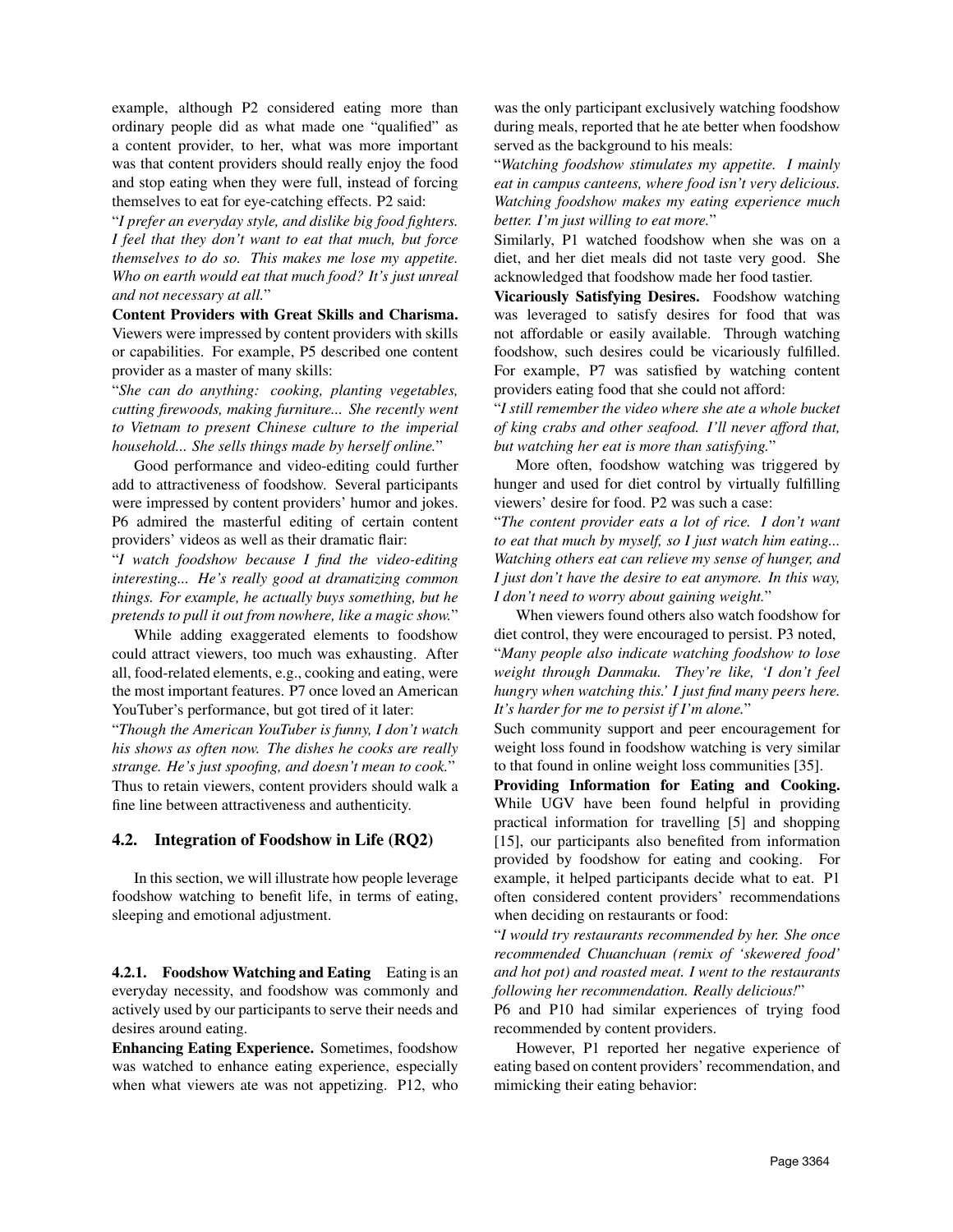example, although P2 considered eating more than ordinary people did as what made one "qualified" as a content provider, to her, what was more important was that content providers should really enjoy the food and stop eating when they were full, instead of forcing themselves to eat for eye-catching effects. P2 said:

"*I prefer an everyday style, and dislike big food fighters. I feel that they don't want to eat that much, but force themselves to do so. This makes me lose my appetite. Who on earth would eat that much food? It's just unreal and not necessary at all.*"

**Content Providers with Great Skills and Charisma.** Viewers were impressed by content providers with skills or capabilities. For example, P5 described one content provider as a master of many skills:

"*She can do anything: cooking, planting vegetables, cutting firewoods, making furniture... She recently went to Vietnam to present Chinese culture to the imperial household... She sells things made by herself online.*"

Good performance and video-editing could further add to attractiveness of foodshow. Several participants were impressed by content providers' humor and jokes. P6 admired the masterful editing of certain content providers' videos as well as their dramatic flair:

"*I watch foodshow because I find the video-editing interesting... He's really good at dramatizing common things. For example, he actually buys something, but he pretends to pull it out from nowhere, like a magic show.*"

While adding exaggerated elements to foodshow could attract viewers, too much was exhausting. After all, food-related elements, e.g., cooking and eating, were the most important features. P7 once loved an American YouTuber's performance, but got tired of it later:

"*Though the American YouTuber is funny, I don't watch his shows as often now. The dishes he cooks are really strange. He's just spoofing, and doesn't mean to cook.*"

Thus to retain viewers, content providers should walk a fine line between attractiveness and authenticity.

## 4.2. Integration of Foodshow in Life (RQ2)

In this section, we will illustrate how people leverage foodshow watching to benefit life, in terms of eating, sleeping and emotional adjustment.

### 4.2.1. Foodshow Watching and Eating

Eating is an everyday necessity, and foodshow was commonly and actively used by our participants to serve their needs and desires around eating.

**Enhancing Eating Experience.** Sometimes, foodshow was watched to enhance eating experience, especially when what viewers ate was not appetizing. P12, who was the only participant exclusively watching foodshow during meals, reported that he ate better when foodshow served as the background to his meals:

"*Watching foodshow stimulates my appetite. I mainly eat in campus canteens, where food isn't very delicious. Watching foodshow makes my eating experience much better. I'm just willing to eat more.*"

Similarly, P1 watched foodshow when she was on a diet, and her diet meals did not taste very good. She acknowledged that foodshow made her food tastier.

**Vicariously Satisfying Desires.** Foodshow watching was leveraged to satisfy desires for food that was not affordable or easily available. Through watching foodshow, such desires could be vicariously fulfilled. For example, P7 was satisfied by watching content providers eating food that she could not afford:

"*I still remember the video where she ate a whole bucket of king crabs and other seafood. I'll never afford that, but watching her eat is more than satisfying.*"

More often, foodshow watching was triggered by hunger and used for diet control by virtually fulfilling viewers' desire for food. P2 was such a case:

"*The content provider eats a lot of rice. I don't want to eat that much by myself, so I just watch him eating... Watching others eat can relieve my sense of hunger, and I just don't have the desire to eat anymore. In this way, I don't need to worry about gaining weight.*"

When viewers found others also watch foodshow for diet control, they were encouraged to persist. P3 noted,

"*Many people also indicate watching foodshow to lose weight through Danmaku. They're like, 'I don't feel hungry when watching this.' I just find many peers here. It's harder for me to persist if I'm alone.*"

Such community support and peer encouragement for weight loss found in foodshow watching is very similar to that found in online weight loss communities [35].

**Providing Information for Eating and Cooking.** While UGV have been found helpful in providing practical information for travelling [5] and shopping [15], our participants also benefited from information provided by foodshow for eating and cooking. For example, it helped participants decide what to eat. P1 often considered content providers' recommendations when deciding on restaurants or food:

"*I would try restaurants recommended by her. She once recommended Chuanchuan (remix of 'skewered food' and hot pot) and roasted meat. I went to the restaurants following her recommendation. Really delicious!*"

P6 and P10 had similar experiences of trying food recommended by content providers.

However, P1 reported her negative experience of eating based on content providers' recommendation, and mimicking their eating behavior: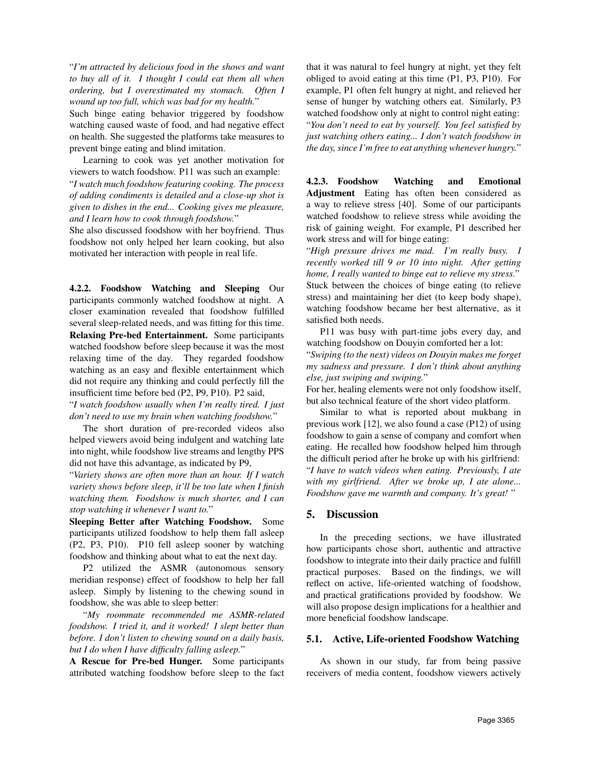"*I'm attracted by delicious food in the shows and want to buy all of it. I thought I could eat them all when ordering, but I overestimated my stomach. Often I wound up too full, which was bad for my health.*"

Such binge eating behavior triggered by foodshow watching caused waste of food, and had negative effect on health. She suggested the platforms take measures to prevent binge eating and blind imitation.

Learning to cook was yet another motivation for viewers to watch foodshow. P11 was such an example:

"*I watch much foodshow featuring cooking. The process of adding condiments is detailed and a close-up shot is given to dishes in the end... Cooking gives me pleasure, and I learn how to cook through foodshow.*"

She also discussed foodshow with her boyfriend. Thus foodshow not only helped her learn cooking, but also motivated her interaction with people in real life.

**4.2.2. Foodshow Watching and Sleeping** Our participants commonly watched foodshow at night. A closer examination revealed that foodshow fulfilled several sleep-related needs, and was fitting for this time.

**Relaxing Pre-bed Entertainment.** Some participants watched foodshow before sleep because it was the most relaxing time of the day. They regarded foodshow watching as an easy and flexible entertainment which did not require any thinking and could perfectly fill the insufficient time before bed (P2, P9, P10). P2 said,

"*I watch foodshow usually when I'm really tired. I just don't need to use my brain when watching foodshow.*"

The short duration of pre-recorded videos also helped viewers avoid being indulgent and watching late into night, while foodshow live streams and lengthy PPS did not have this advantage, as indicated by P9,

"*Variety shows are often more than an hour. If I watch variety shows before sleep, it'll be too late when I finish watching them. Foodshow is much shorter, and I can stop watching it whenever I want to.*"

**Sleeping Better after Watching Foodshow.** Some participants utilized foodshow to help them fall asleep (P2, P3, P10). P10 fell asleep sooner by watching foodshow and thinking about what to eat the next day.

P2 utilized the ASMR (autonomous sensory meridian response) effect of foodshow to help her fall asleep. Simply by listening to the chewing sound in foodshow, she was able to sleep better:

"*My roommate recommended me ASMR-related foodshow. I tried it, and it worked! I slept better than before. I don't listen to chewing sound on a daily basis, but I do when I have difficulty falling asleep.*"

**A Rescue for Pre-bed Hunger.** Some participants attributed watching foodshow before sleep to the fact that it was natural to feel hungry at night, yet they felt obliged to avoid eating at this time (P1, P3, P10). For example, P1 often felt hungry at night, and relieved her sense of hunger by watching others eat. Similarly, P3 watched foodshow only at night to control night eating:

"*You don't need to eat by yourself. You feel satisfied by just watching others eating... I don't watch foodshow in the day, since I'm free to eat anything whenever hungry.*"

**4.2.3. Foodshow Watching and Emotional Adjustment** Eating has often been considered as a way to relieve stress [40]. Some of our participants watched foodshow to relieve stress while avoiding the risk of gaining weight. For example, P1 described her work stress and will for binge eating:

"*High pressure drives me mad. I'm really busy. I recently worked till 9 or 10 into night. After getting home, I really wanted to binge eat to relieve my stress.*"

Stuck between the choices of binge eating (to relieve stress) and maintaining her diet (to keep body shape), watching foodshow became her best alternative, as it satisfied both needs.

P11 was busy with part-time jobs every day, and watching foodshow on Douyin comforted her a lot:

"*Swiping (to the next) videos on Douyin makes me forget my sadness and pressure. I don't think about anything else, just swiping and swiping.*"

For her, healing elements were not only foodshow itself, but also technical feature of the short video platform.

Similar to what is reported about mukbang in previous work [12], we also found a case (P12) of using foodshow to gain a sense of company and comfort when eating. He recalled how foodshow helped him through the difficult period after he broke up with his girlfriend:

"*I have to watch videos when eating. Previously, I ate with my girlfriend. After we broke up, I ate alone... Foodshow gave me warmth and company. It's great!* "

## 5. Discussion

In the preceding sections, we have illustrated how participants chose short, authentic and attractive foodshow to integrate into their daily practice and fulfill practical purposes. Based on the findings, we will reflect on active, life-oriented watching of foodshow, and practical gratifications provided by foodshow. We will also propose design implications for a healthier and more beneficial foodshow landscape.

### 5.1. Active, Life-oriented Foodshow Watching

As shown in our study, far from being passive receivers of media content, foodshow viewers actively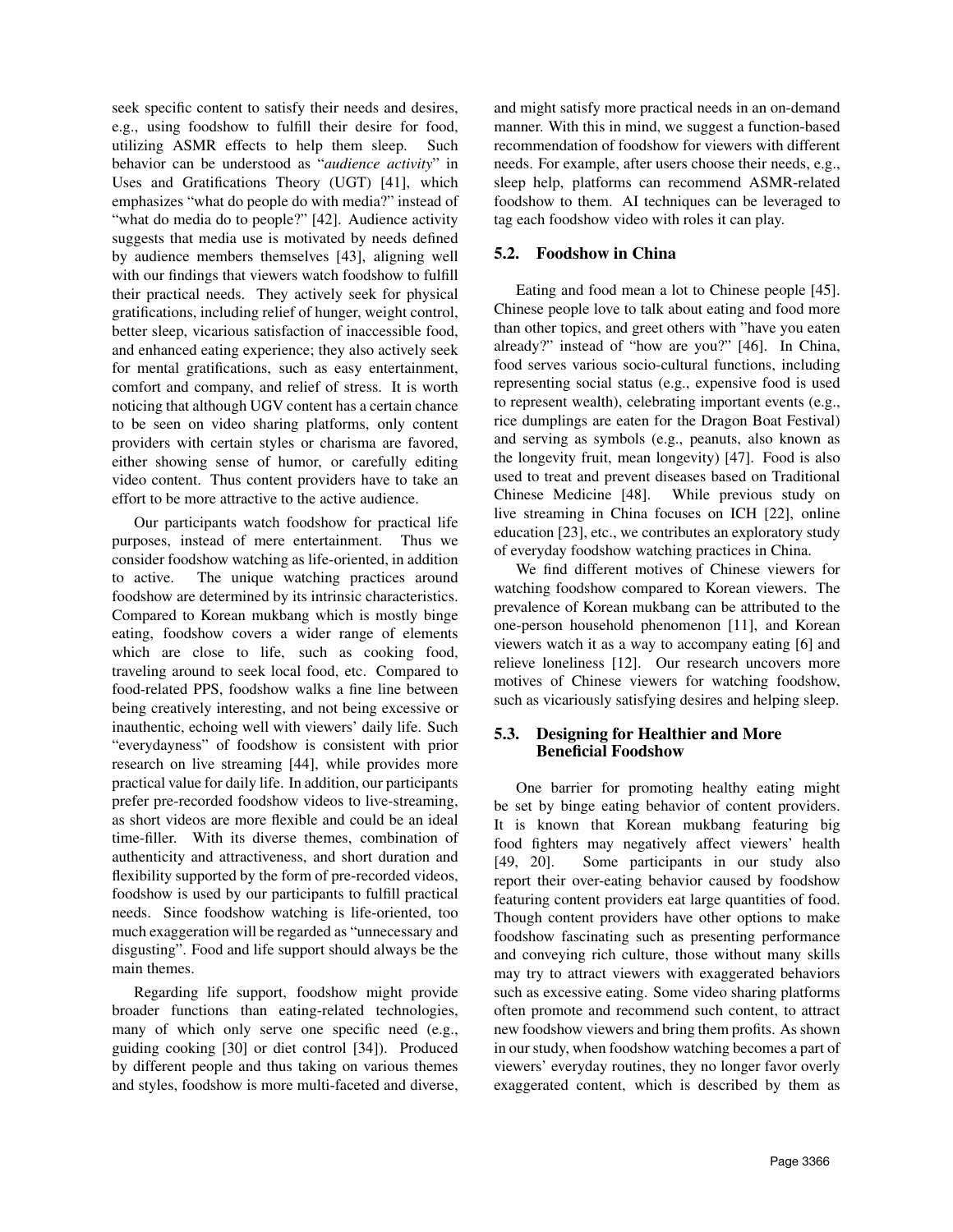seek specific content to satisfy their needs and desires, e.g., using foodshow to fulfill their desire for food, utilizing ASMR effects to help them sleep. Such behavior can be understood as "*audience activity*" in Uses and Gratifications Theory (UGT) [41], which emphasizes "what do people do with media?" instead of "what do media do to people?" [42]. Audience activity suggests that media use is motivated by needs defined by audience members themselves [43], aligning well with our findings that viewers watch foodshow to fulfill their practical needs. They actively seek for physical gratifications, including relief of hunger, weight control, better sleep, vicarious satisfaction of inaccessible food, and enhanced eating experience; they also actively seek for mental gratifications, such as easy entertainment, comfort and company, and relief of stress. It is worth noticing that although UGV content has a certain chance to be seen on video sharing platforms, only content providers with certain styles or charisma are favored, either showing sense of humor, or carefully editing video content. Thus content providers have to take an effort to be more attractive to the active audience.

Our participants watch foodshow for practical life purposes, instead of mere entertainment. Thus we consider foodshow watching as life-oriented, in addition to active. The unique watching practices around foodshow are determined by its intrinsic characteristics. Compared to Korean mukbang which is mostly binge eating, foodshow covers a wider range of elements which are close to life, such as cooking food, traveling around to seek local food, etc. Compared to food-related PPS, foodshow walks a fine line between being creatively interesting, and not being excessive or inauthentic, echoing well with viewers' daily life. Such "everydayness" of foodshow is consistent with prior research on live streaming [44], while provides more practical value for daily life. In addition, our participants prefer pre-recorded foodshow videos to live-streaming, as short videos are more flexible and could be an ideal time-filler. With its diverse themes, combination of authenticity and attractiveness, and short duration and flexibility supported by the form of pre-recorded videos, foodshow is used by our participants to fulfill practical needs. Since foodshow watching is life-oriented, too much exaggeration will be regarded as "unnecessary and disgusting". Food and life support should always be the main themes.

Regarding life support, foodshow might provide broader functions than eating-related technologies, many of which only serve one specific need (e.g., guiding cooking [30] or diet control [34]). Produced by different people and thus taking on various themes and styles, foodshow is more multi-faceted and diverse, and might satisfy more practical needs in an on-demand manner. With this in mind, we suggest a function-based recommendation of foodshow for viewers with different needs. For example, after users choose their needs, e.g., sleep help, platforms can recommend ASMR-related foodshow to them. AI techniques can be leveraged to tag each foodshow video with roles it can play.

### 5.2. Foodshow in China

Eating and food mean a lot to Chinese people [45]. Chinese people love to talk about eating and food more than other topics, and greet others with "have you eaten already?" instead of "how are you?" [46]. In China, food serves various socio-cultural functions, including representing social status (e.g., expensive food is used to represent wealth), celebrating important events (e.g., rice dumplings are eaten for the Dragon Boat Festival) and serving as symbols (e.g., peanuts, also known as the longevity fruit, mean longevity) [47]. Food is also used to treat and prevent diseases based on Traditional Chinese Medicine [48]. While previous study on live streaming in China focuses on ICH [22], online education [23], etc., we contributes an exploratory study of everyday foodshow watching practices in China.

We find different motives of Chinese viewers for watching foodshow compared to Korean viewers. The prevalence of Korean mukbang can be attributed to the one-person household phenomenon [11], and Korean viewers watch it as a way to accompany eating [6] and relieve loneliness [12]. Our research uncovers more motives of Chinese viewers for watching foodshow, such as vicariously satisfying desires and helping sleep.

### 5.3. Designing for Healthier and More Beneficial Foodshow

One barrier for promoting healthy eating might be set by binge eating behavior of content providers. It is known that Korean mukbang featuring big food fighters may negatively affect viewers' health [49, 20]. Some participants in our study also report their over-eating behavior caused by foodshow featuring content providers eat large quantities of food. Though content providers have other options to make foodshow fascinating such as presenting performance and conveying rich culture, those without many skills may try to attract viewers with exaggerated behaviors such as excessive eating. Some video sharing platforms often promote and recommend such content, to attract new foodshow viewers and bring them profits. As shown in our study, when foodshow watching becomes a part of viewers' everyday routines, they no longer favor overly exaggerated content, which is described by them as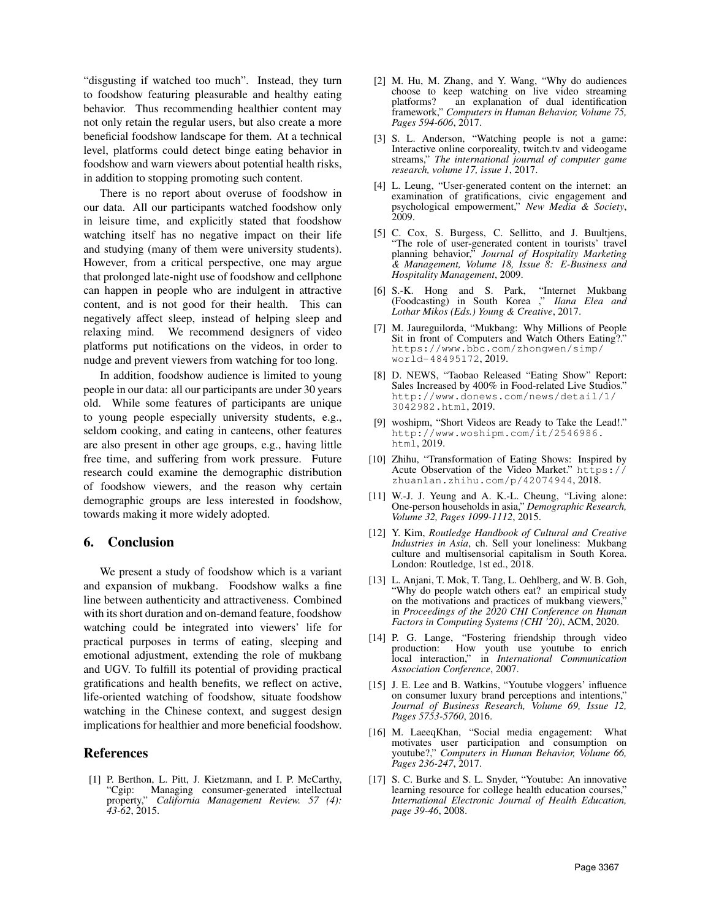"disgusting if watched too much". Instead, they turn to foodshow featuring pleasurable and healthy eating behavior. Thus recommending healthier content may not only retain the regular users, but also create a more beneficial foodshow landscape for them. At a technical level, platforms could detect binge eating behavior in foodshow and warn viewers about potential health risks, in addition to stopping promoting such content.

There is no report about overuse of foodshow in our data. All our participants watched foodshow only in leisure time, and explicitly stated that foodshow watching itself has no negative impact on their life and studying (many of them were university students). However, from a critical perspective, one may argue that prolonged late-night use of foodshow and cellphone can happen in people who are indulgent in attractive content, and is not good for their health. This can negatively affect sleep, instead of helping sleep and relaxing mind. We recommend designers of video platforms put notifications on the videos, in order to nudge and prevent viewers from watching for too long.

In addition, foodshow audience is limited to young people in our data: all our participants are under 30 years old. While some features of participants are unique to young people especially university students, e.g., seldom cooking, and eating in canteens, other features are also present in other age groups, e.g., having little free time, and suffering from work pressure. Future research could examine the demographic distribution of foodshow viewers, and the reason why certain demographic groups are less interested in foodshow, towards making it more widely adopted.

## 6. Conclusion

We present a study of foodshow which is a variant and expansion of mukbang. Foodshow walks a fine line between authenticity and attractiveness. Combined with its short duration and on-demand feature, foodshow watching could be integrated into viewers' life for practical purposes in terms of eating, sleeping and emotional adjustment, extending the role of mukbang and UGV. To fulfill its potential of providing practical gratifications and health benefits, we reflect on active, life-oriented watching of foodshow, situate foodshow watching in the Chinese context, and suggest design implications for healthier and more beneficial foodshow.

## References

[1] P. Berthon, L. Pitt, J. Kietzmann, and I. P. McCarthy, "Cgip: Managing consumer-generated intellectual property," *California Management Review. 57 (4): 43-62*, 2015.

[2] M. Hu, M. Zhang, and Y. Wang, "Why do audiences choose to keep watching on live video streaming platforms? an explanation of dual identification framework," *Computers in Human Behavior, Volume 75, Pages 594-606*, 2017.

[3] S. L. Anderson, "Watching people is not a game: Interactive online corporeality, twitch.tv and videogame streams," *The international journal of computer game research, volume 17, issue 1*, 2017.

[4] L. Leung, "User-generated content on the internet: an examination of gratifications, civic engagement and psychological empowerment," *New Media & Society*, 2009.

[5] C. Cox, S. Burgess, C. Sellitto, and J. Buultjens, "The role of user-generated content in tourists' travel planning behavior," *Journal of Hospitality Marketing & Management, Volume 18, Issue 8: E-Business and Hospitality Management*, 2009.

[6] S.-K. Hong and S. Park, "Internet Mukbang (Foodcasting) in South Korea ," *Ilana Elea and Lothar Mikos (Eds.) Young & Creative*, 2017.

[7] M. Jaureguilorda, "Mukbang: Why Millions of People Sit in front of Computers and Watch Others Eating?." https://www.bbc.com/zhongwen/simp/world-48495172, 2019.

[8] D. NEWS, "Taobao Released "Eating Show" Report: Sales Increased by 400% in Food-related Live Studios." http://www.donews.com/news/detail/1/3042982.html, 2019.

[9] woshipm, "Short Videos are Ready to Take the Lead!." http://www.woshipm.com/it/2546986.html, 2019.

[10] Zhihu, "Transformation of Eating Shows: Inspired by Acute Observation of the Video Market." https://zhuanlan.zhihu.com/p/42074944, 2018.

[11] W.-J. J. Yeung and A. K.-L. Cheung, "Living alone: One-person households in asia," *Demographic Research, Volume 32, Pages 1099-1112*, 2015.

[12] Y. Kim, *Routledge Handbook of Cultural and Creative Industries in Asia*, ch. Sell your loneliness: Mukbang culture and multisensorial capitalism in South Korea. London: Routledge, 1st ed., 2018.

[13] L. Anjani, T. Mok, T. Tang, L. Oehlberg, and W. B. Goh, "Why do people watch others eat? an empirical study on the motivations and practices of mukbang viewers," in *Proceedings of the 2020 CHI Conference on Human Factors in Computing Systems (CHI '20)*, ACM, 2020.

[14] P. G. Lange, "Fostering friendship through video production: How youth use youtube to enrich local interaction," in *International Communication Association Conference*, 2007.

[15] J. E. Lee and B. Watkins, "Youtube vloggers' influence on consumer luxury brand perceptions and intentions," *Journal of Business Research, Volume 69, Issue 12, Pages 5753-5760*, 2016.

[16] M. LaeeqKhan, "Social media engagement: What motivates user participation and consumption on youtube?," *Computers in Human Behavior, Volume 66, Pages 236-247*, 2017.

[17] S. C. Burke and S. L. Snyder, "Youtube: An innovative learning resource for college health education courses," *International Electronic Journal of Health Education, page 39-46*, 2008.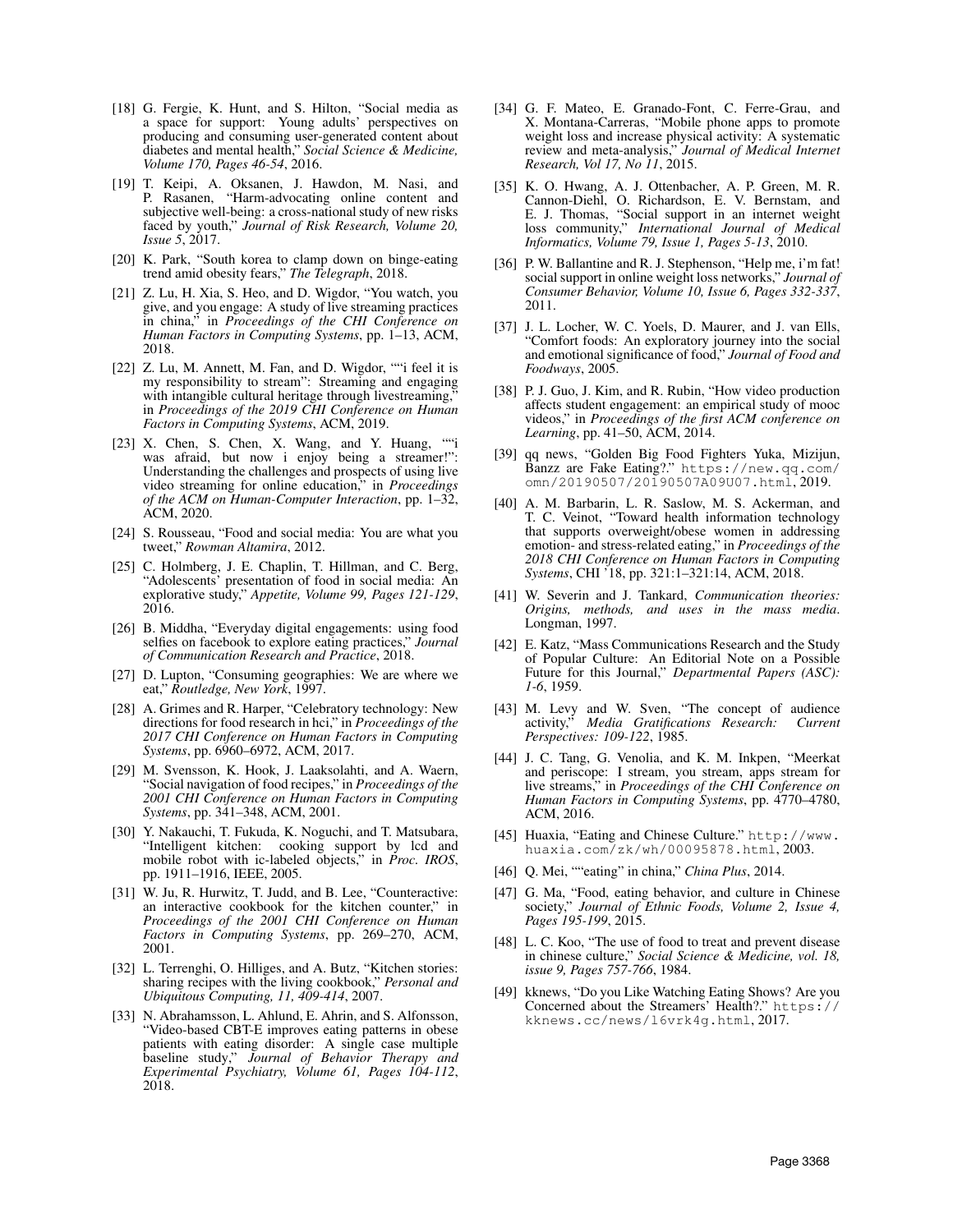[18] G. Fergie, K. Hunt, and S. Hilton, "Social media as a space for support: Young adults' perspectives on producing and consuming user-generated content about diabetes and mental health," *Social Science & Medicine, Volume 170, Pages 46-54*, 2016.

[19] T. Keipi, A. Oksanen, J. Hawdon, M. Nasi, and P. Rasanen, "Harm-advocating online content and subjective well-being: a cross-national study of new risks faced by youth," *Journal of Risk Research, Volume 20, Issue 5*, 2017.

[20] K. Park, "South korea to clamp down on binge-eating trend amid obesity fears," *The Telegraph*, 2018.

[21] Z. Lu, H. Xia, S. Heo, and D. Wigdor, "You watch, you give, and you engage: A study of live streaming practices in china," in *Proceedings of the CHI Conference on Human Factors in Computing Systems*, pp. 1–13, ACM, 2018.

[22] Z. Lu, M. Annett, M. Fan, and D. Wigdor, ""i feel it is my responsibility to stream": Streaming and engaging with intangible cultural heritage through livestreaming," in *Proceedings of the 2019 CHI Conference on Human Factors in Computing Systems*, ACM, 2019.

[23] X. Chen, S. Chen, X. Wang, and Y. Huang, ""i was afraid, but now i enjoy being a streamer!": Understanding the challenges and prospects of using live video streaming for online education," in *Proceedings of the ACM on Human-Computer Interaction*, pp. 1–32, ACM, 2020.

[24] S. Rousseau, "Food and social media: You are what you tweet," *Rowman Altamira*, 2012.

[25] C. Holmberg, J. E. Chaplin, T. Hillman, and C. Berg, "Adolescents' presentation of food in social media: An explorative study," *Appetite, Volume 99, Pages 121-129*, 2016.

[26] B. Middha, "Everyday digital engagements: using food selfies on facebook to explore eating practices," *Journal of Communication Research and Practice*, 2018.

[27] D. Lupton, "Consuming geographies: We are where we eat," *Routledge, New York*, 1997.

[28] A. Grimes and R. Harper, "Celebratory technology: New directions for food research in hci," in *Proceedings of the 2017 CHI Conference on Human Factors in Computing Systems*, pp. 6960–6972, ACM, 2017.

[29] M. Svensson, K. Hook, J. Laaksolahti, and A. Waern, "Social navigation of food recipes," in *Proceedings of the 2001 CHI Conference on Human Factors in Computing Systems*, pp. 341–348, ACM, 2001.

[30] Y. Nakauchi, T. Fukuda, K. Noguchi, and T. Matsubara, "Intelligent kitchen: cooking support by lcd and mobile robot with ic-labeled objects," in *Proc. IROS*, pp. 1911–1916, IEEE, 2005.

[31] W. Ju, R. Hurwitz, T. Judd, and B. Lee, "Counteractive: an interactive cookbook for the kitchen counter," in *Proceedings of the 2001 CHI Conference on Human Factors in Computing Systems*, pp. 269–270, ACM, 2001.

[32] L. Terrenghi, O. Hilliges, and A. Butz, "Kitchen stories: sharing recipes with the living cookbook," *Personal and Ubiquitous Computing, 11, 409-414*, 2007.

[33] N. Abrahamsson, L. Ahlund, E. Ahrin, and S. Alfonsson, "Video-based CBT-E improves eating patterns in obese patients with eating disorder: A single case multiple baseline study," *Journal of Behavior Therapy and Experimental Psychiatry, Volume 61, Pages 104-112*, 2018.

[34] G. F. Mateo, E. Granado-Font, C. Ferre-Grau, and X. Montana-Carreras, "Mobile phone apps to promote weight loss and increase physical activity: A systematic review and meta-analysis," *Journal of Medical Internet Research, Vol 17, No 11*, 2015.

[35] K. O. Hwang, A. J. Ottenbacher, A. P. Green, M. R. Cannon-Diehl, O. Richardson, E. V. Bernstam, and E. J. Thomas, "Social support in an internet weight loss community," *International Journal of Medical Informatics, Volume 79, Issue 1, Pages 5-13*, 2010.

[36] P. W. Ballantine and R. J. Stephenson, "Help me, i'm fat! social support in online weight loss networks," *Journal of Consumer Behavior, Volume 10, Issue 6, Pages 332-337*, 2011.

[37] J. L. Locher, W. C. Yoels, D. Maurer, and J. van Ells, "Comfort foods: An exploratory journey into the social and emotional significance of food," *Journal of Food and Foodways*, 2005.

[38] P. J. Guo, J. Kim, and R. Rubin, "How video production affects student engagement: an empirical study of mooc videos," in *Proceedings of the first ACM conference on Learning*, pp. 41–50, ACM, 2014.

[39] qq news, "Golden Big Food Fighters Yuka, Mizijun, Banzz are Fake Eating?." `https://new.qq.com/omn/20190507/20190507A09U07.html`, 2019.

[40] A. M. Barbarin, L. R. Saslow, M. S. Ackerman, and T. C. Veinot, "Toward health information technology that supports overweight/obese women in addressing emotion- and stress-related eating," in *Proceedings of the 2018 CHI Conference on Human Factors in Computing Systems*, CHI '18, pp. 321:1–321:14, ACM, 2018.

[41] W. Severin and J. Tankard, *Communication theories: Origins, methods, and uses in the mass media*. Longman, 1997.

[42] E. Katz, "Mass Communications Research and the Study of Popular Culture: An Editorial Note on a Possible Future for this Journal," *Departmental Papers (ASC): 1-6*, 1959.

[43] M. Levy and W. Sven, "The concept of audience activity," *Media Gratifications Research: Current Perspectives: 109-122*, 1985.

[44] J. C. Tang, G. Venolia, and K. M. Inkpen, "Meerkat and periscope: I stream, you stream, apps stream for live streams," in *Proceedings of the CHI Conference on Human Factors in Computing Systems*, pp. 4770–4780, ACM, 2016.

[45] Huaxia, "Eating and Chinese Culture." `http://www.huaxia.com/zk/wh/00095878.html`, 2003.

[46] Q. Mei, ""eating" in china," *China Plus*, 2014.

[47] G. Ma, "Food, eating behavior, and culture in Chinese society," *Journal of Ethnic Foods, Volume 2, Issue 4, Pages 195-199*, 2015.

[48] L. C. Koo, "The use of food to treat and prevent disease in chinese culture," *Social Science & Medicine, vol. 18, issue 9, Pages 757-766*, 1984.

[49] kknews, "Do you Like Watching Eating Shows? Are you Concerned about the Streamers' Health?." `https://kknews.cc/news/l6vrk4g.html`, 2017.